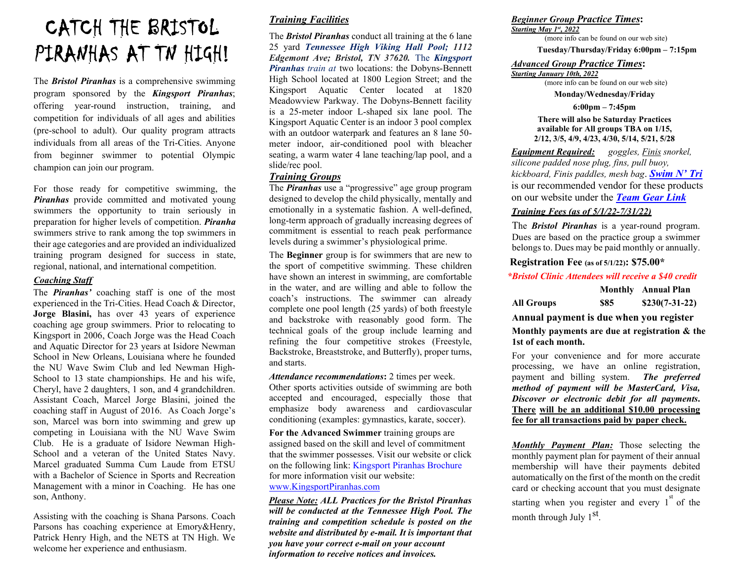# CATCH THE BRISTOL PIRANHAS AT TN HIGH!

The ***Bristol Piranhas*** is a comprehensive swimming program sponsored by the ***Kingsport Piranhas***; offering year-round instruction, training, and competition for individuals of all ages and abilities (pre-school to adult). Our quality program attracts individuals from all areas of the Tri-Cities. Anyone from beginner swimmer to potential Olympic champion can join our program.

For those ready for competitive swimming, the ***Piranhas*** provide committed and motivated young swimmers the opportunity to train seriously in preparation for higher levels of competition. ***Piranha*** swimmers strive to rank among the top swimmers in their age categories and are provided an individualized training program designed for success in state, regional, national, and international competition.

### *Coaching Staff*

The ***Piranhas'*** coaching staff is one of the most experienced in the Tri-Cities. Head Coach & Director, **Jorge Blasini,** has over 43 years of experience coaching age group swimmers. Prior to relocating to Kingsport in 2006, Coach Jorge was the Head Coach and Aquatic Director for 23 years at Isidore Newman School in New Orleans, Louisiana where he founded the NU Wave Swim Club and led Newman High-School to 13 state championships. He and his wife, Cheryl, have 2 daughters, 1 son, and 4 grandchildren. Assistant Coach, Marcel Jorge Blasini, joined the coaching staff in August of 2016. As Coach Jorge's son, Marcel was born into swimming and grew up competing in Louisiana with the NU Wave Swim Club. He is a graduate of Isidore Newman High-School and a veteran of the United States Navy. Marcel graduated Summa Cum Laude from ETSU with a Bachelor of Science in Sports and Recreation Management with a minor in Coaching. He has one son, Anthony.

Assisting with the coaching is Shana Parsons. Coach Parsons has coaching experience at Emory&Henry, Patrick Henry High, and the NETS at TN High. We welcome her experience and enthusiasm.

### *Training Facilities*

The ***Bristol Piranhas*** conduct all training at the 6 lane 25 yard ***Tennessee High Viking Hall Pool; 1112 Edgemont Ave; Bristol, TN 37620.*** The ***Kingsport Piranhas*** *train at* two locations: the Dobyns-Bennett High School located at 1800 Legion Street; and the Kingsport Aquatic Center located at 1820 Meadowview Parkway. The Dobyns-Bennett facility is a 25-meter indoor L-shaped six lane pool. The Kingsport Aquatic Center is an indoor 3 pool complex with an outdoor waterpark and features an 8 lane 50-meter indoor, air-conditioned pool with bleacher seating, a warm water 4 lane teaching/lap pool, and a slide/rec pool.

### *Training Groups*

The ***Piranhas*** use a "progressive" age group program designed to develop the child physically, mentally and emotionally in a systematic fashion. A well-defined, long-term approach of gradually increasing degrees of commitment is essential to reach peak performance levels during a swimmer's physiological prime.

The **Beginner** group is for swimmers that are new to the sport of competitive swimming. These children have shown an interest in swimming, are comfortable in the water, and are willing and able to follow the coach's instructions. The swimmer can already complete one pool length (25 yards) of both freestyle and backstroke with reasonably good form. The technical goals of the group include learning and refining the four competitive strokes (Freestyle, Backstroke, Breaststroke, and Butterfly), proper turns, and starts.

***Attendance recommendations*:** 2 times per week. Other sports activities outside of swimming are both accepted and encouraged, especially those that emphasize body awareness and cardiovascular conditioning (examples: gymnastics, karate, soccer).

**For the Advanced Swimmer** training groups are assigned based on the skill and level of commitment that the swimmer possesses. Visit our website or click on the following link: Kingsport Piranhas Brochure for more information visit our website: www.KingsportPiranhas.com

***Please Note:* *ALL Practices for the Bristol Piranhas will be conducted at the Tennessee High Pool. The training and competition schedule is posted on the website and distributed by e-mail. It is important that you have your correct e-mail on your account information to receive notices and invoices.***

### *Beginner Group Practice Times*:

***Starting May 1st, 2022***

(more info can be found on our web site)

**Tuesday/Thursday/Friday 6:00pm – 7:15pm**

### *Advanced Group Practice Times*:

***Starting January 10th, 2022***

(more info can be found on our web site)

**Monday/Wednesday/Friday**

**6:00pm – 7:45pm**

**There will also be Saturday Practices available for All groups TBA on 1/15, 2/12, 3/5, 4/9, 4/23, 4/30, 5/14, 5/21, 5/28**

***Equipment Required:*** *goggles, Finis snorkel, silicone padded nose plug, fins, pull buoy, kickboard, Finis paddles, mesh bag*. ***Swim N' Tri*** is our recommended vendor for these products on our website under the ***Team Gear Link***

### *Training Fees (as of 5/1/22-7/31/22)*

The ***Bristol Piranhas*** is a year-round program. Dues are based on the practice group a swimmer belongs to. Dues may be paid monthly or annually.

**Registration Fee (as of 5/1/22): $75.00\***

***\*Bristol Clinic Attendees will receive a $40 credit***

| | Monthly | Annual Plan |
|---|---|---|
| **All Groups** | **$85** | **$230(7-31-22)** |

**Annual payment is due when you register**

**Monthly payments are due at registration & the 1st of each month.**

For your convenience and for more accurate processing, we have an online registration, payment and billing system. ***The preferred method of payment will be MasterCard, Visa, Discover or electronic debit for all payments.*** **There will be an additional $10.00 processing fee for all transactions paid by paper check.**

***Monthly Payment Plan:*** Those selecting the monthly payment plan for payment of their annual membership will have their payments debited automatically on the first of the month on the credit card or checking account that you must designate starting when you register and every 1st of the month through July 1st.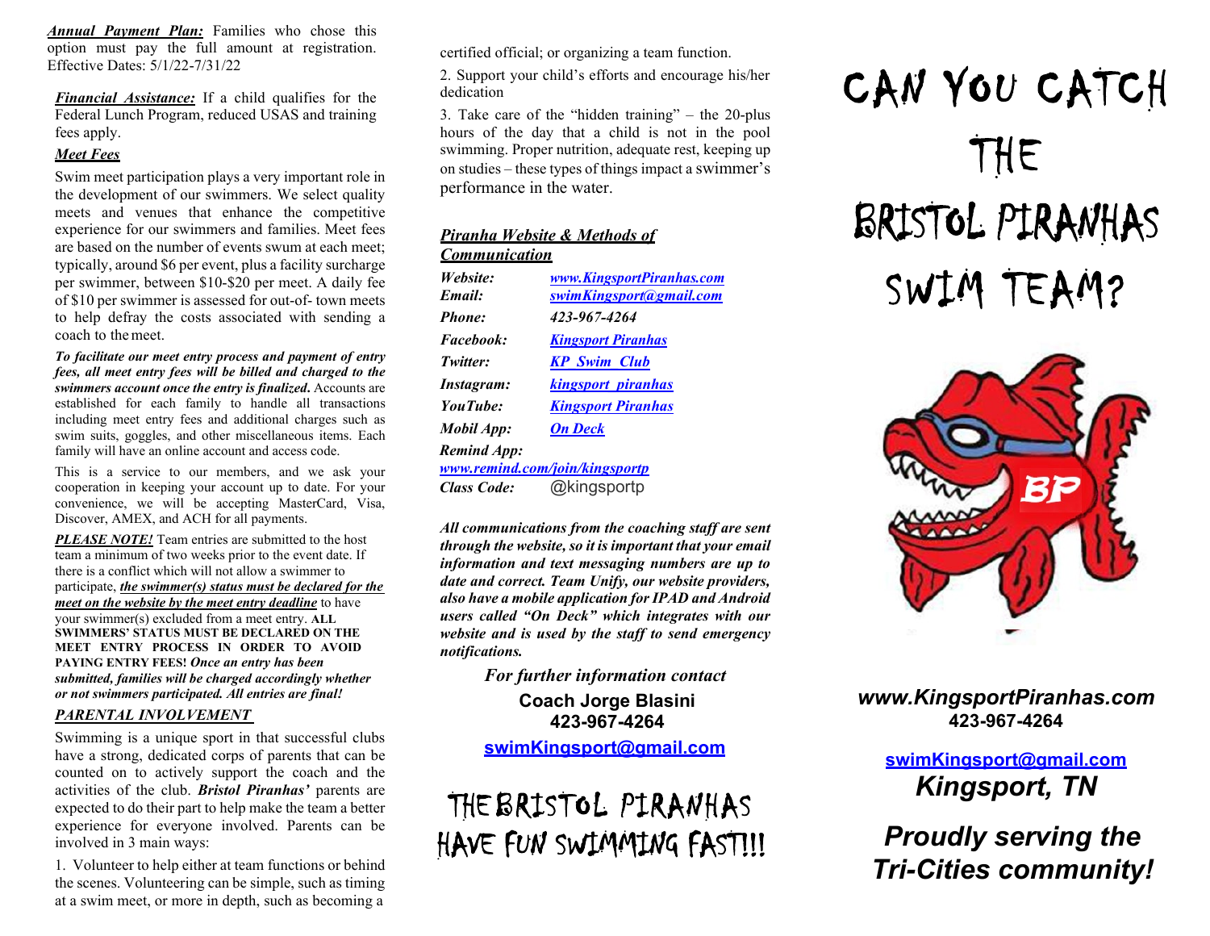***Annual Payment Plan:*** Families who chose this option must pay the full amount at registration. Effective Dates: 5/1/22-7/31/22

***Financial Assistance:*** If a child qualifies for the Federal Lunch Program, reduced USAS and training fees apply.

***Meet Fees***

Swim meet participation plays a very important role in the development of our swimmers. We select quality meets and venues that enhance the competitive experience for our swimmers and families. Meet fees are based on the number of events swum at each meet; typically, around $6 per event, plus a facility surcharge per swimmer, between $10-$20 per meet. A daily fee of $10 per swimmer is assessed for out-of- town meets to help defray the costs associated with sending a coach to the meet.

***To facilitate our meet entry process and payment of entry fees, all meet entry fees will be billed and charged to the swimmers account once the entry is finalized.*** Accounts are established for each family to handle all transactions including meet entry fees and additional charges such as swim suits, goggles, and other miscellaneous items. Each family will have an online account and access code.

This is a service to our members, and we ask your cooperation in keeping your account up to date. For your convenience, we will be accepting MasterCard, Visa, Discover, AMEX, and ACH for all payments.

***PLEASE NOTE!*** Team entries are submitted to the host team a minimum of two weeks prior to the event date. If there is a conflict which will not allow a swimmer to participate, ***the swimmer(s) status must be declared for the meet on the website by the meet entry deadline*** to have your swimmer(s) excluded from a meet entry. **ALL SWIMMERS' STATUS MUST BE DECLARED ON THE MEET ENTRY PROCESS IN ORDER TO AVOID PAYING ENTRY FEES!** ***Once an entry has been submitted, families will be charged accordingly whether or not swimmers participated. All entries are final!***

***PARENTAL INVOLVEMENT***

Swimming is a unique sport in that successful clubs have a strong, dedicated corps of parents that can be counted on to actively support the coach and the activities of the club. ***Bristol Piranhas'*** parents are expected to do their part to help make the team a better experience for everyone involved. Parents can be involved in 3 main ways:

1. Volunteer to help either at team functions or behind the scenes. Volunteering can be simple, such as timing at a swim meet, or more in depth, such as becoming a certified official; or organizing a team function.
2. Support your child's efforts and encourage his/her dedication
3. Take care of the "hidden training" – the 20-plus hours of the day that a child is not in the pool swimming. Proper nutrition, adequate rest, keeping up on studies – these types of things impact a swimmer's performance in the water.

***Piranha Website & Methods of Communication***

| | |
|---|---|
| ***Website:*** | ***www.KingsportPiranhas.com*** |
| ***Email:*** | ***swimKingsport@gmail.com*** |
| ***Phone:*** | ***423-967-4264*** |
| ***Facebook:*** | ***Kingsport Piranhas*** |
| ***Twitter:*** | ***KP_Swim_Club*** |
| ***Instagram:*** | ***kingsport_piranhas*** |
| ***YouTube:*** | ***Kingsport Piranhas*** |
| ***Mobil App:*** | ***On Deck*** |
| ***Remind App:*** | ***www.remind.com/join/kingsportp*** |
| ***Class Code:*** | @kingsportp |

***All communications from the coaching staff are sent through the website, so it is important that your email information and text messaging numbers are up to date and correct. Team Unify, our website providers, also have a mobile application for IPAD and Android users called "On Deck" which integrates with our website and is used by the staff to send emergency notifications.***

***For further information contact***

**Coach Jorge Blasini**
**423-967-4264**

**swimKingsport@gmail.com**

THE BRISTOL PIRANHAS HAVE FUN SWIMMING FAST!!!

# CAN YOU CATCH THE BRISTOL PIRANHAS SWIM TEAM?

***www.KingsportPiranhas.com***
**423-967-4264**

**swimKingsport@gmail.com**
***Kingsport, TN***

***Proudly serving the Tri-Cities community!***